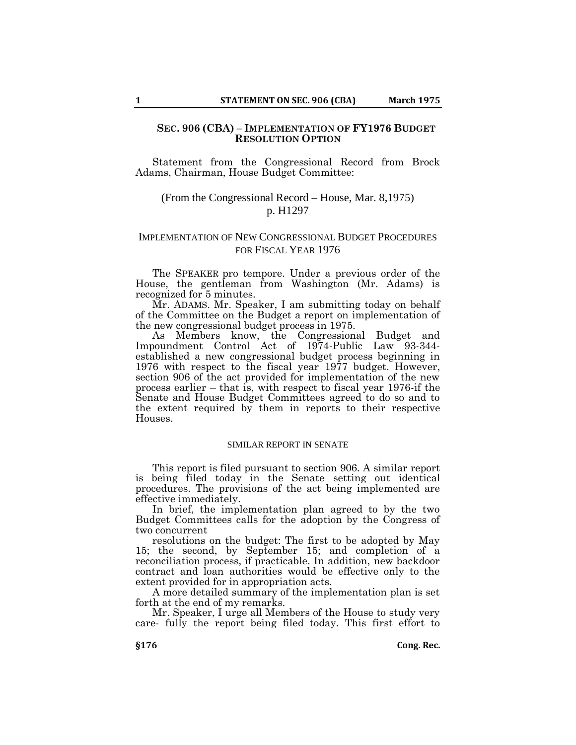## SEC. 906 (CBA) – IMPLEMENTATION OF FY1976 BUDGET RESOLUTION OPTION

Statement from the Congressional Record from Brock Adams, Chairman, House Budget Committee:

(From the Congressional Record – House, Mar. 8,1975) p. H1297

### IMPLEMENTATION OF NEW CONGRESSIONAL BUDGET PROCEDURES FOR FISCAL YEAR 1976

The SPEAKER pro tempore. Under a previous order of the House, the gentleman from Washington (Mr. Adams) is recognized for 5 minutes.

Mr. ADAMS. Mr. Speaker, I am submitting today on behalf of the Committee on the Budget a report on implementation of the new congressional budget process in 1975.

As Members know, the Congressional Budget and Impoundment Control Act of 1974-Public Law 93-344-established a new congressional budget process beginning in 1976 with respect to the fiscal year 1977 budget. However, section 906 of the act provided for implementation of the new process earlier – that is, with respect to fiscal year 1976-if the Senate and House Budget Committees agreed to do so and to the extent required by them in reports to their respective Houses.

#### SIMILAR REPORT IN SENATE

This report is filed pursuant to section 906. A similar report is being filed today in the Senate setting out identical procedures. The provisions of the act being implemented are effective immediately.

In brief, the implementation plan agreed to by the two Budget Committees calls for the adoption by the Congress of two concurrent resolutions on the budget: The first to be adopted by May 15; the second, by September 15; and completion of a reconciliation process, if practicable. In addition, new backdoor contract and loan authorities would be effective only to the extent provided for in appropriation acts.

A more detailed summary of the implementation plan is set forth at the end of my remarks.

Mr. Speaker, I urge all Members of the House to study very care- fully the report being filed today. This first effort to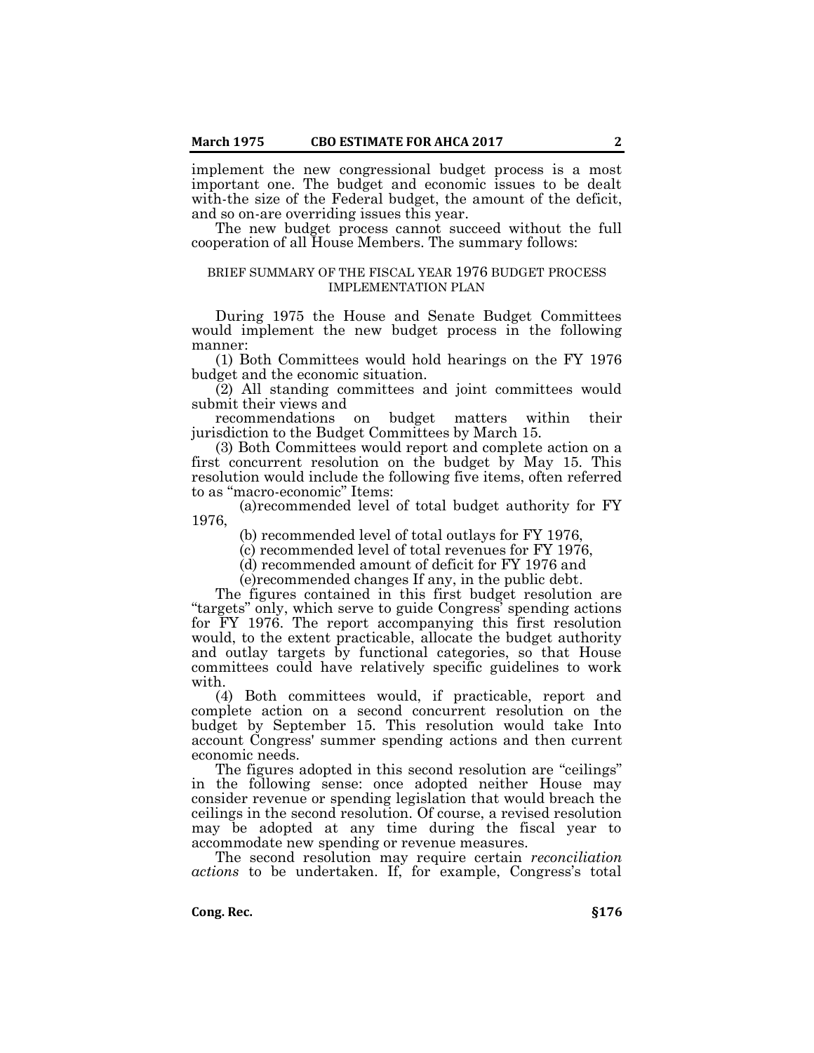implement the new congressional budget process is a most important one. The budget and economic issues to be dealt with-the size of the Federal budget, the amount of the deficit, and so on-are overriding issues this year.

The new budget process cannot succeed without the full cooperation of all House Members. The summary follows:

BRIEF SUMMARY OF THE FISCAL YEAR 1976 BUDGET PROCESS IMPLEMENTATION PLAN

During 1975 the House and Senate Budget Committees would implement the new budget process in the following manner:

(1) Both Committees would hold hearings on the FY 1976 budget and the economic situation.

(2) All standing committees and joint committees would submit their views and recommendations on budget matters within their jurisdiction to the Budget Committees by March 15.

(3) Both Committees would report and complete action on a first concurrent resolution on the budget by May 15. This resolution would include the following five items, often referred to as "macro-economic" Items:

(a)recommended level of total budget authority for FY 1976,

(b) recommended level of total outlays for FY 1976,

(c) recommended level of total revenues for FY 1976,

(d) recommended amount of deficit for FY 1976 and

(e)recommended changes If any, in the public debt.

The figures contained in this first budget resolution are "targets" only, which serve to guide Congress' spending actions for FY 1976. The report accompanying this first resolution would, to the extent practicable, allocate the budget authority and outlay targets by functional categories, so that House committees could have relatively specific guidelines to work with.

(4) Both committees would, if practicable, report and complete action on a second concurrent resolution on the budget by September 15. This resolution would take Into account Congress' summer spending actions and then current economic needs.

The figures adopted in this second resolution are "ceilings" in the following sense: once adopted neither House may consider revenue or spending legislation that would breach the ceilings in the second resolution. Of course, a revised resolution may be adopted at any time during the fiscal year to accommodate new spending or revenue measures.

The second resolution may require certain *reconciliation actions* to be undertaken. If, for example, Congress's total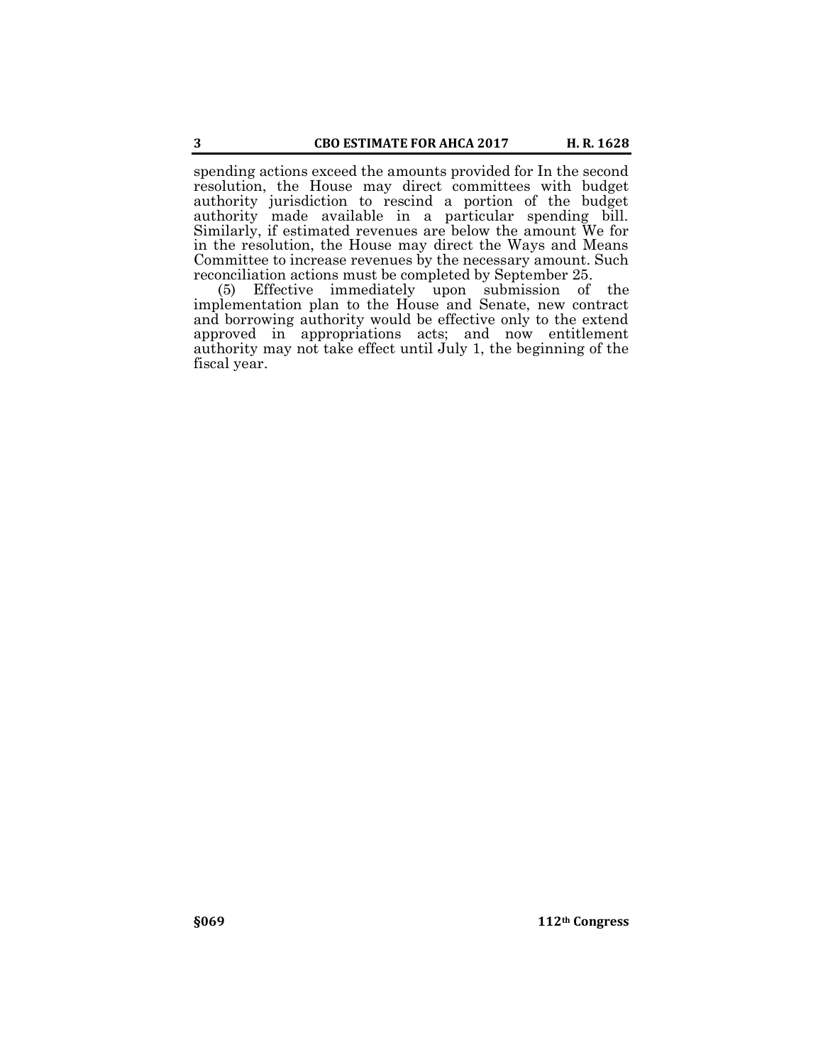spending actions exceed the amounts provided for In the second resolution, the House may direct committees with budget authority jurisdiction to rescind a portion of the budget authority made available in a particular spending bill. Similarly, if estimated revenues are below the amount We for in the resolution, the House may direct the Ways and Means Committee to increase revenues by the necessary amount. Such reconciliation actions must be completed by September 25.

(5) Effective immediately upon submission of the implementation plan to the House and Senate, new contract and borrowing authority would be effective only to the extend approved in appropriations acts; and now entitlement authority may not take effect until July 1, the beginning of the fiscal year.